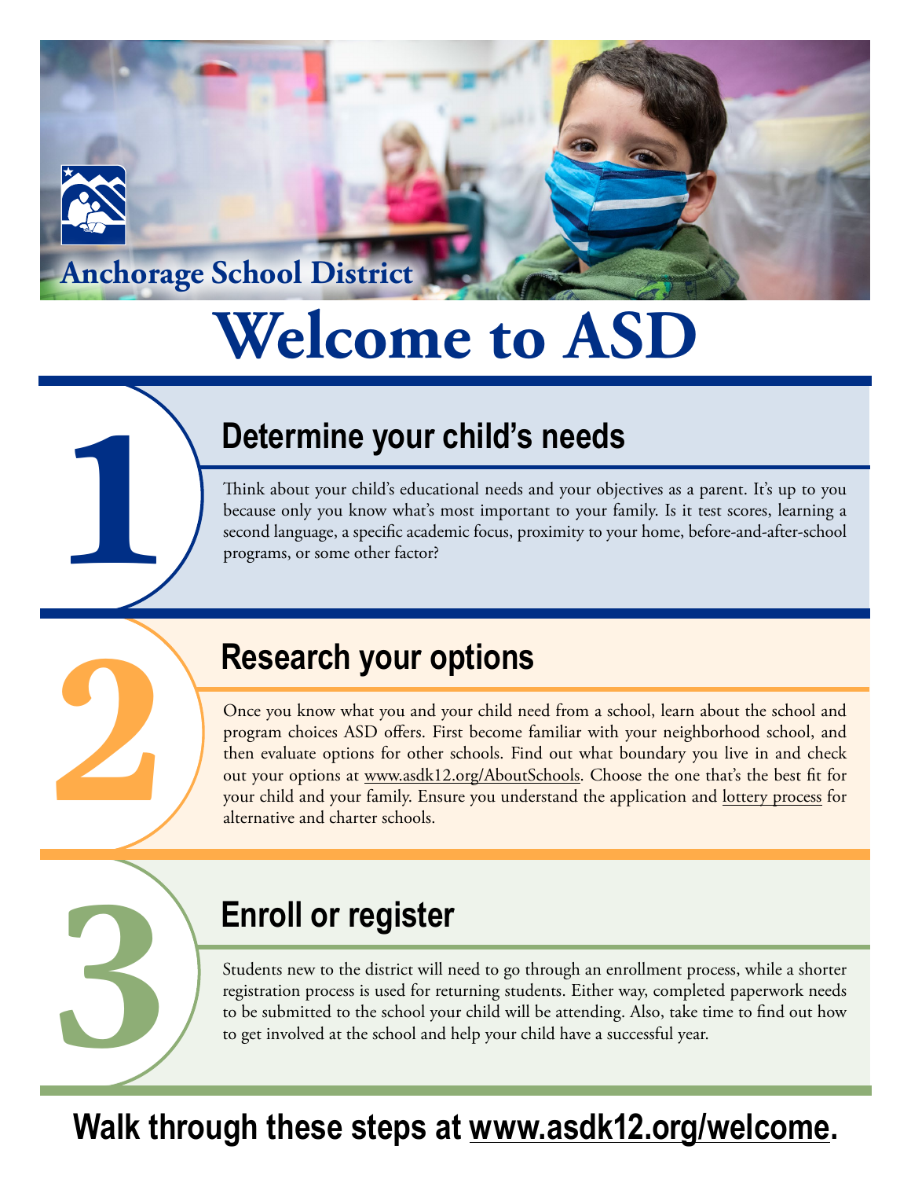Anchorage School District

# Welcome to ASD

## 1 Determine your child's needs

Think about your child's educational needs and your objectives as a parent. It's up to you because only you know what's most important to your family. Is it test scores, learning a second language, a specific academic focus, proximity to your home, before-and-after-school programs, or some other factor?

## 2 Research your options

Once you know what you and your child need from a school, learn about the school and program choices ASD offers. First become familiar with your neighborhood school, and then evaluate options for other schools. Find out what boundary you live in and check out your options at www.asdk12.org/AboutSchools. Choose the one that's the best fit for your child and your family. Ensure you understand the application and lottery process for alternative and charter schools.

## 3 Enroll or register

Students new to the district will need to go through an enrollment process, while a shorter registration process is used for returning students. Either way, completed paperwork needs to be submitted to the school your child will be attending. Also, take time to find out how to get involved at the school and help your child have a successful year.

**Walk through these steps at www.asdk12.org/welcome.**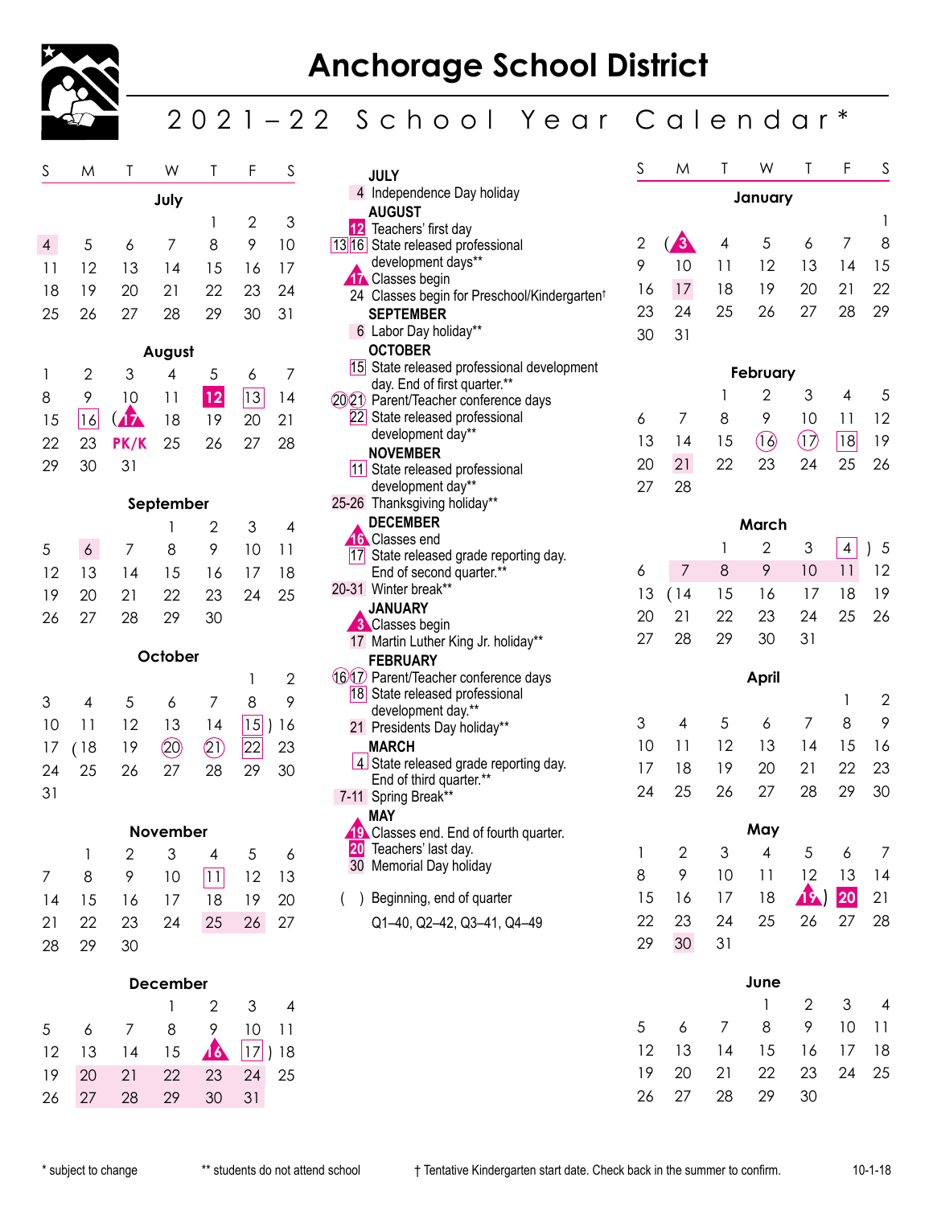# Anchorage School District

## 2021–22 School Year Calendar*

### July

| S | M | T | W | T | F | S |
|---|---|---|---|---|---|---|
| | | | | 1 | 2 | 3 |
| 4 | 5 | 6 | 7 | 8 | 9 | 10 |
| 11 | 12 | 13 | 14 | 15 | 16 | 17 |
| 18 | 19 | 20 | 21 | 22 | 23 | 24 |
| 25 | 26 | 27 | 28 | 29 | 30 | 31 |

### August

| S | M | T | W | T | F | S |
|---|---|---|---|---|---|---|
| 1 | 2 | 3 | 4 | 5 | 6 | 7 |
| 8 | 9 | 10 | 11 | 12 | 13 | 14 |
| 15 | 16 | (17 | 18 | 19 | 20 | 21 |
| 22 | 23 | PK/K | 25 | 26 | 27 | 28 |
| 29 | 30 | 31 | | | | |

### September

| S | M | T | W | T | F | S |
|---|---|---|---|---|---|---|
| | | | 1 | 2 | 3 | 4 |
| 5 | 6 | 7 | 8 | 9 | 10 | 11 |
| 12 | 13 | 14 | 15 | 16 | 17 | 18 |
| 19 | 20 | 21 | 22 | 23 | 24 | 25 |
| 26 | 27 | 28 | 29 | 30 | | |

### October

| S | M | T | W | T | F | S |
|---|---|---|---|---|---|---|
| | | | | | 1 | 2 |
| 3 | 4 | 5 | 6 | 7 | 8 | 9 |
| 10 | 11 | 12 | 13 | 14 | 15 ) | 16 |
| 17 | (18 | 19 | 20 | 21 | 22 | 23 |
| 24 | 25 | 26 | 27 | 28 | 29 | 30 |
| 31 | | | | | | |

### November

| S | M | T | W | T | F | S |
|---|---|---|---|---|---|---|
| | 1 | 2 | 3 | 4 | 5 | 6 |
| 7 | 8 | 9 | 10 | 11 | 12 | 13 |
| 14 | 15 | 16 | 17 | 18 | 19 | 20 |
| 21 | 22 | 23 | 24 | 25 | 26 | 27 |
| 28 | 29 | 30 | | | | |

### December

| S | M | T | W | T | F | S |
|---|---|---|---|---|---|---|
| | | | 1 | 2 | 3 | 4 |
| 5 | 6 | 7 | 8 | 9 | 10 | 11 |
| 12 | 13 | 14 | 15 | 16 | 17 ) | 18 |
| 19 | 20 | 21 | 22 | 23 | 24 | 25 |
| 26 | 27 | 28 | 29 | 30 | 31 | |

**JULY**
- 4 Independence Day holiday

**AUGUST**
- 12 Teachers' first day
- 13 16 State released professional development days**
- 17 Classes begin
- 24 Classes begin for Preschool/Kindergarten†

**SEPTEMBER**
- 6 Labor Day holiday**

**OCTOBER**
- 15 State released professional development day. End of first quarter.**
- 20 21 Parent/Teacher conference days
- 22 State released professional development day**

**NOVEMBER**
- 11 State released professional development day**
- 25-26 Thanksgiving holiday**

**DECEMBER**
- 16 Classes end
- 17 State released grade reporting day. End of second quarter.**
- 20-31 Winter break**

**JANUARY**
- 3 Classes begin
- 17 Martin Luther King Jr. holiday**

**FEBRUARY**
- 16 17 Parent/Teacher conference days
- 18 State released professional development day.**
- 21 Presidents Day holiday**

**MARCH**
- 4 State released grade reporting day. End of third quarter.**
- 7-11 Spring Break**

**MAY**
- 19 Classes end. End of fourth quarter.
- 20 Teachers' last day.
- 30 Memorial Day holiday

( ) Beginning, end of quarter

Q1–40, Q2–42, Q3–41, Q4–49

### January

| S | M | T | W | T | F | S |
|---|---|---|---|---|---|---|
| | | | | | | 1 |
| 2 | (3 | 4 | 5 | 6 | 7 | 8 |
| 9 | 10 | 11 | 12 | 13 | 14 | 15 |
| 16 | 17 | 18 | 19 | 20 | 21 | 22 |
| 23 | 24 | 25 | 26 | 27 | 28 | 29 |
| 30 | 31 | | | | | |

### February

| S | M | T | W | T | F | S |
|---|---|---|---|---|---|---|
| | | 1 | 2 | 3 | 4 | 5 |
| 6 | 7 | 8 | 9 | 10 | 11 | 12 |
| 13 | 14 | 15 | 16 | 17 | 18 | 19 |
| 20 | 21 | 22 | 23 | 24 | 25 | 26 |
| 27 | 28 | | | | | |

### March

| S | M | T | W | T | F | S |
|---|---|---|---|---|---|---|
| | | 1 | 2 | 3 | 4 ) | 5 |
| 6 | 7 | 8 | 9 | 10 | 11 | 12 |
| 13 | (14 | 15 | 16 | 17 | 18 | 19 |
| 20 | 21 | 22 | 23 | 24 | 25 | 26 |
| 27 | 28 | 29 | 30 | 31 | | |

### April

| S | M | T | W | T | F | S |
|---|---|---|---|---|---|---|
| | | | | | 1 | 2 |
| 3 | 4 | 5 | 6 | 7 | 8 | 9 |
| 10 | 11 | 12 | 13 | 14 | 15 | 16 |
| 17 | 18 | 19 | 20 | 21 | 22 | 23 |
| 24 | 25 | 26 | 27 | 28 | 29 | 30 |

### May

| S | M | T | W | T | F | S |
|---|---|---|---|---|---|---|
| 1 | 2 | 3 | 4 | 5 | 6 | 7 |
| 8 | 9 | 10 | 11 | 12 | 13 | 14 |
| 15 | 16 | 17 | 18 | 19 ) | 20 | 21 |
| 22 | 23 | 24 | 25 | 26 | 27 | 28 |
| 29 | 30 | 31 | | | | |

### June

| S | M | T | W | T | F | S |
|---|---|---|---|---|---|---|
| | | | 1 | 2 | 3 | 4 |
| 5 | 6 | 7 | 8 | 9 | 10 | 11 |
| 12 | 13 | 14 | 15 | 16 | 17 | 18 |
| 19 | 20 | 21 | 22 | 23 | 24 | 25 |
| 26 | 27 | 28 | 29 | 30 | | |

\* subject to change  ** students do not attend school  † Tentative Kindergarten start date. Check back in the summer to confirm.  10-1-18